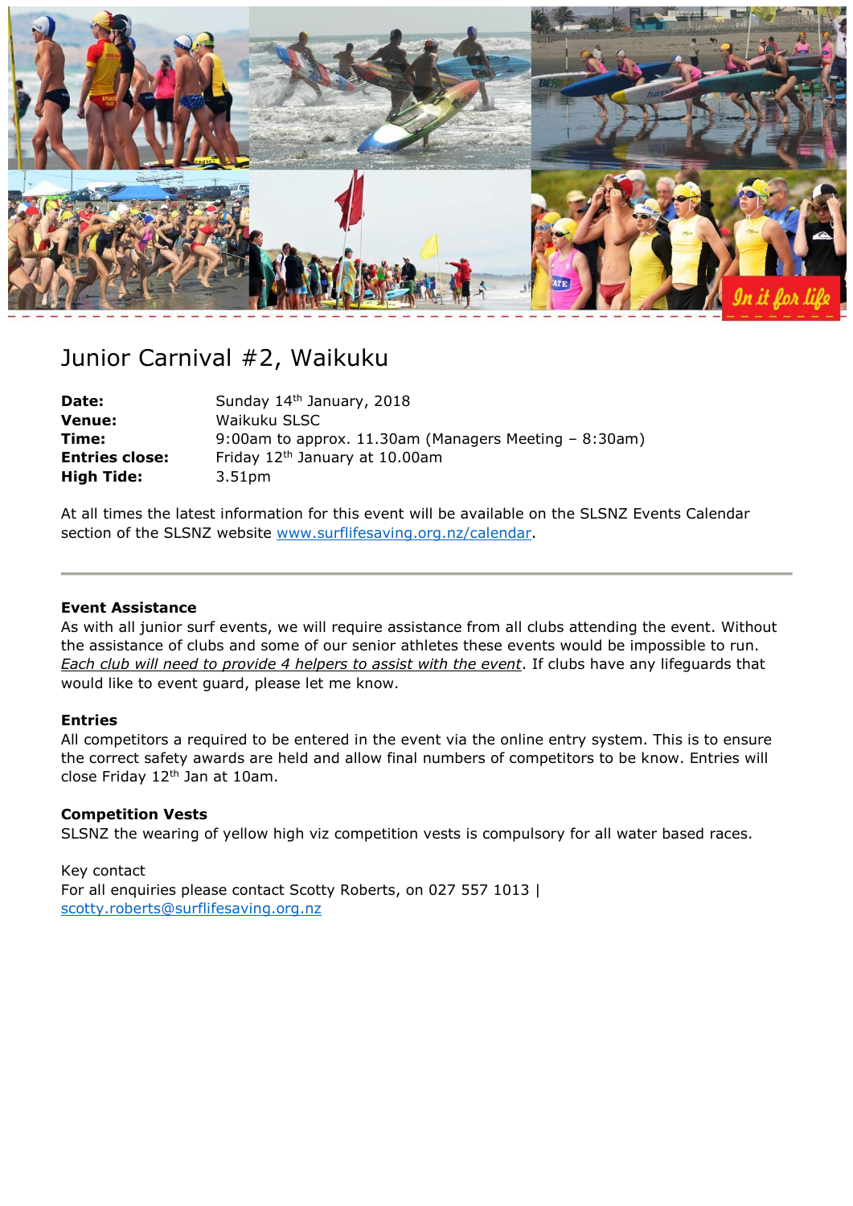# Junior Carnival #2, Waikuku

| | |
|---|---|
| **Date:** | Sunday 14th January, 2018 |
| **Venue:** | Waikuku SLSC |
| **Time:** | 9:00am to approx. 11.30am (Managers Meeting – 8:30am) |
| **Entries close:** | Friday 12th January at 10.00am |
| **High Tide:** | 3.51pm |

At all times the latest information for this event will be available on the SLSNZ Events Calendar section of the SLSNZ website www.surflifesaving.org.nz/calendar.

---

**Event Assistance**

As with all junior surf events, we will require assistance from all clubs attending the event. Without the assistance of clubs and some of our senior athletes these events would be impossible to run. *Each club will need to provide 4 helpers to assist with the event*. If clubs have any lifeguards that would like to event guard, please let me know.

**Entries**

All competitors a required to be entered in the event via the online entry system. This is to ensure the correct safety awards are held and allow final numbers of competitors to be know. Entries will close Friday 12th Jan at 10am.

**Competition Vests**

SLSNZ the wearing of yellow high viz competition vests is compulsory for all water based races.

Key contact

For all enquiries please contact Scotty Roberts, on 027 557 1013 | scotty.roberts@surflifesaving.org.nz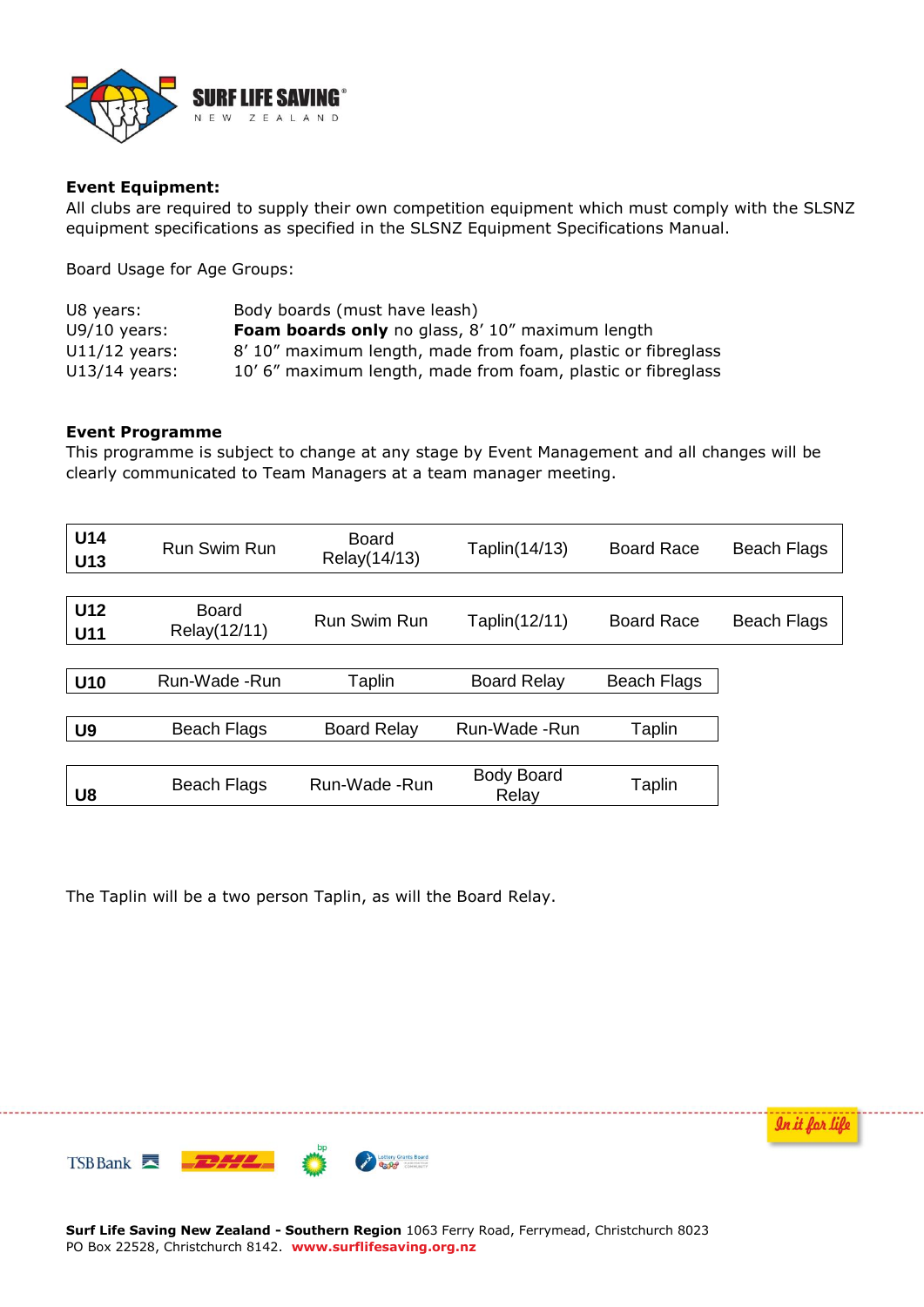**Event Equipment:**
All clubs are required to supply their own competition equipment which must comply with the SLSNZ equipment specifications as specified in the SLSNZ Equipment Specifications Manual.

Board Usage for Age Groups:

| | |
|---|---|
| U8 years: | Body boards (must have leash) |
| U9/10 years: | **Foam boards only** no glass, 8' 10" maximum length |
| U11/12 years: | 8' 10" maximum length, made from foam, plastic or fibreglass |
| U13/14 years: | 10' 6" maximum length, made from foam, plastic or fibreglass |

**Event Programme**
This programme is subject to change at any stage by Event Management and all changes will be clearly communicated to Team Managers at a team manager meeting.

| | | | | | |
|---|---|---|---|---|---|
| **U14 U13** | Run Swim Run | Board Relay(14/13) | Taplin(14/13) | Board Race | Beach Flags |
| **U12 U11** | Board Relay(12/11) | Run Swim Run | Taplin(12/11) | Board Race | Beach Flags |
| **U10** | Run-Wade -Run | Taplin | Board Relay | Beach Flags | |
| **U9** | Beach Flags | Board Relay | Run-Wade -Run | Taplin | |
| **U8** | Beach Flags | Run-Wade -Run | Body Board Relay | Taplin | |

The Taplin will be a two person Taplin, as will the Board Relay.

**Surf Life Saving New Zealand - Southern Region** 1063 Ferry Road, Ferrymead, Christchurch 8023
PO Box 22528, Christchurch 8142. **www.surflifesaving.org.nz**